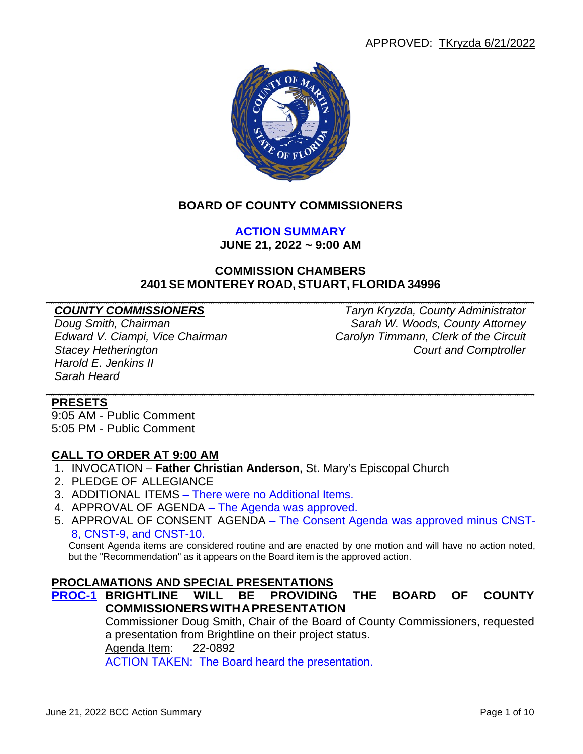APPROVED: TKryzda 6/21/2022

## BOARD OF COUNTY COMMISSIONERS

### ACTION SUMMARY

**JUNE 21, 2022 ~ 9:00 AM**

### COMMISSION CHAMBERS
### 2401 SE MONTEREY ROAD, STUART, FLORIDA 34996

***COUNTY COMMISSIONERS***
*Doug Smith, Chairman*
*Edward V. Ciampi, Vice Chairman*
*Stacey Hetherington*
*Harold E. Jenkins II*
*Sarah Heard*

*Taryn Kryzda, County Administrator*
*Sarah W. Woods, County Attorney*
*Carolyn Timmann, Clerk of the Circuit Court and Comptroller*

**PRESETS**

9:05 AM - Public Comment
5:05 PM - Public Comment

**CALL TO ORDER AT 9:00 AM**

1. INVOCATION – **Father Christian Anderson**, St. Mary's Episcopal Church
2. PLEDGE OF ALLEGIANCE
3. ADDITIONAL ITEMS – There were no Additional Items.
4. APPROVAL OF AGENDA – The Agenda was approved.
5. APPROVAL OF CONSENT AGENDA – The Consent Agenda was approved minus CNST-8, CNST-9, and CNST-10.

   Consent Agenda items are considered routine and are enacted by one motion and will have no action noted, but the "Recommendation" as it appears on the Board item is the approved action.

**PROCLAMATIONS AND SPECIAL PRESENTATIONS**

**PROC-1 BRIGHTLINE WILL BE PROVIDING THE BOARD OF COUNTY COMMISSIONERS WITH A PRESENTATION**

Commissioner Doug Smith, Chair of the Board of County Commissioners, requested a presentation from Brightline on their project status.

Agenda Item: 22-0892

ACTION TAKEN: The Board heard the presentation.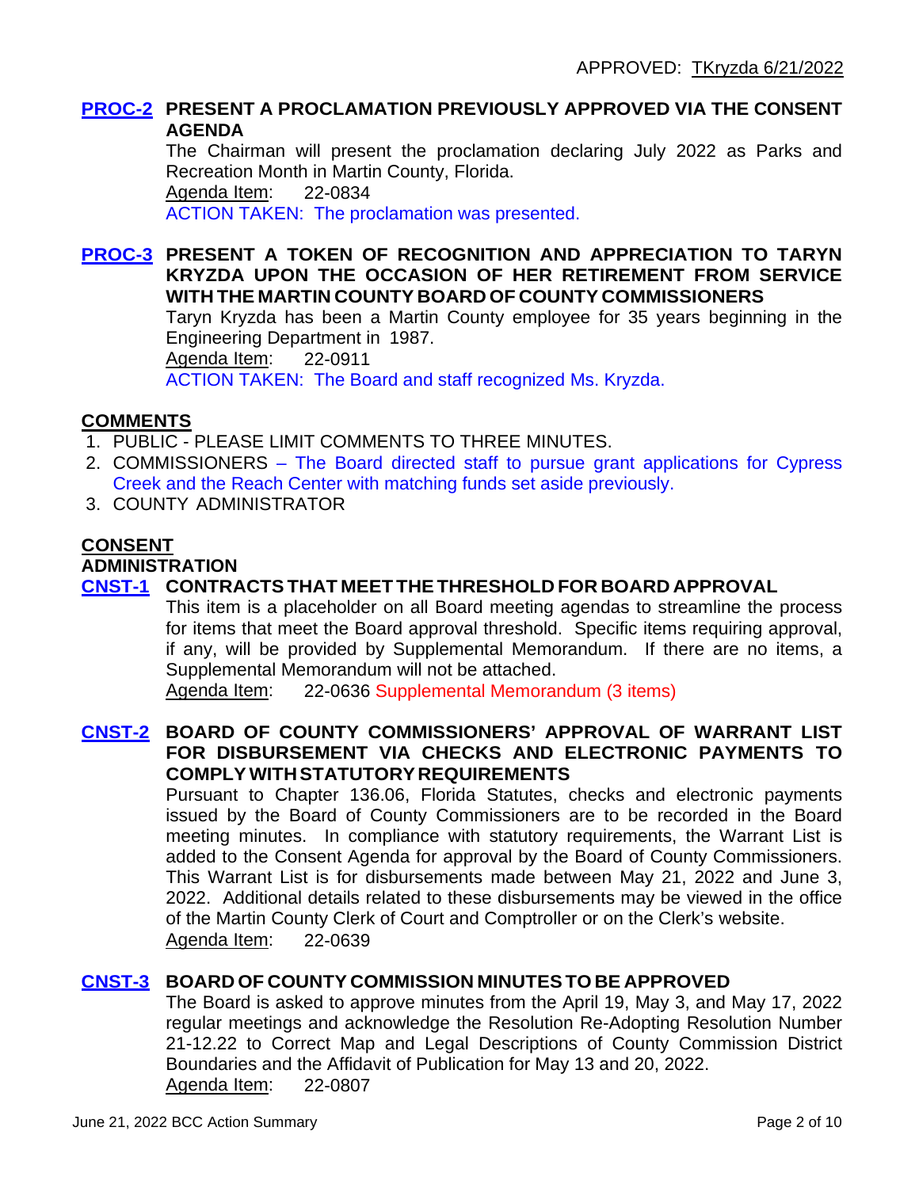APPROVED: TKryzda 6/21/2022

**PROC-2 PRESENT A PROCLAMATION PREVIOUSLY APPROVED VIA THE CONSENT AGENDA**

The Chairman will present the proclamation declaring July 2022 as Parks and Recreation Month in Martin County, Florida.

Agenda Item: 22-0834

ACTION TAKEN: The proclamation was presented.

**PROC-3 PRESENT A TOKEN OF RECOGNITION AND APPRECIATION TO TARYN KRYZDA UPON THE OCCASION OF HER RETIREMENT FROM SERVICE WITH THE MARTIN COUNTY BOARD OF COUNTY COMMISSIONERS**

Taryn Kryzda has been a Martin County employee for 35 years beginning in the Engineering Department in 1987.

Agenda Item: 22-0911

ACTION TAKEN: The Board and staff recognized Ms. Kryzda.

## COMMENTS

1. PUBLIC - PLEASE LIMIT COMMENTS TO THREE MINUTES.
2. COMMISSIONERS – The Board directed staff to pursue grant applications for Cypress Creek and the Reach Center with matching funds set aside previously.
3. COUNTY ADMINISTRATOR

## CONSENT

### ADMINISTRATION

**CNST-1 CONTRACTS THAT MEET THE THRESHOLD FOR BOARD APPROVAL**

This item is a placeholder on all Board meeting agendas to streamline the process for items that meet the Board approval threshold. Specific items requiring approval, if any, will be provided by Supplemental Memorandum. If there are no items, a Supplemental Memorandum will not be attached.

Agenda Item: 22-0636 Supplemental Memorandum (3 items)

**CNST-2 BOARD OF COUNTY COMMISSIONERS' APPROVAL OF WARRANT LIST FOR DISBURSEMENT VIA CHECKS AND ELECTRONIC PAYMENTS TO COMPLY WITH STATUTORY REQUIREMENTS**

Pursuant to Chapter 136.06, Florida Statutes, checks and electronic payments issued by the Board of County Commissioners are to be recorded in the Board meeting minutes. In compliance with statutory requirements, the Warrant List is added to the Consent Agenda for approval by the Board of County Commissioners. This Warrant List is for disbursements made between May 21, 2022 and June 3, 2022. Additional details related to these disbursements may be viewed in the office of the Martin County Clerk of Court and Comptroller or on the Clerk's website.

Agenda Item: 22-0639

**CNST-3 BOARD OF COUNTY COMMISSION MINUTES TO BE APPROVED**

The Board is asked to approve minutes from the April 19, May 3, and May 17, 2022 regular meetings and acknowledge the Resolution Re-Adopting Resolution Number 21-12.22 to Correct Map and Legal Descriptions of County Commission District Boundaries and the Affidavit of Publication for May 13 and 20, 2022.

Agenda Item: 22-0807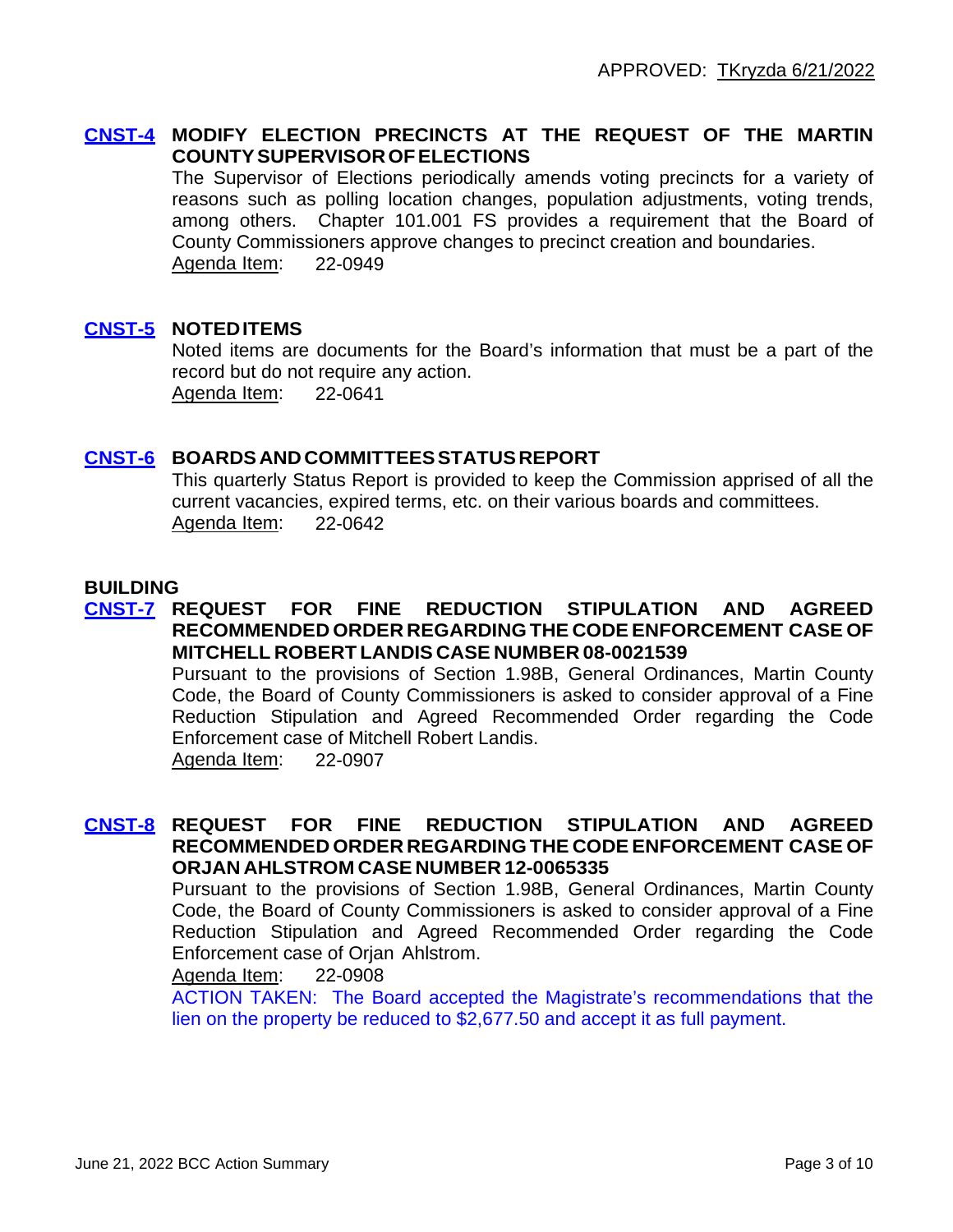APPROVED: TKryzda 6/21/2022

### CNST-4 MODIFY ELECTION PRECINCTS AT THE REQUEST OF THE MARTIN COUNTY SUPERVISOR OF ELECTIONS

The Supervisor of Elections periodically amends voting precincts for a variety of reasons such as polling location changes, population adjustments, voting trends, among others. Chapter 101.001 FS provides a requirement that the Board of County Commissioners approve changes to precinct creation and boundaries.

Agenda Item: 22-0949

### CNST-5 NOTED ITEMS

Noted items are documents for the Board's information that must be a part of the record but do not require any action.

Agenda Item: 22-0641

### CNST-6 BOARDS AND COMMITTEES STATUS REPORT

This quarterly Status Report is provided to keep the Commission apprised of all the current vacancies, expired terms, etc. on their various boards and committees.

Agenda Item: 22-0642

## BUILDING

### CNST-7 REQUEST FOR FINE REDUCTION STIPULATION AND AGREED RECOMMENDED ORDER REGARDING THE CODE ENFORCEMENT CASE OF MITCHELL ROBERT LANDIS CASE NUMBER 08-0021539

Pursuant to the provisions of Section 1.98B, General Ordinances, Martin County Code, the Board of County Commissioners is asked to consider approval of a Fine Reduction Stipulation and Agreed Recommended Order regarding the Code Enforcement case of Mitchell Robert Landis.

Agenda Item: 22-0907

### CNST-8 REQUEST FOR FINE REDUCTION STIPULATION AND AGREED RECOMMENDED ORDER REGARDING THE CODE ENFORCEMENT CASE OF ORJAN AHLSTROM CASE NUMBER 12-0065335

Pursuant to the provisions of Section 1.98B, General Ordinances, Martin County Code, the Board of County Commissioners is asked to consider approval of a Fine Reduction Stipulation and Agreed Recommended Order regarding the Code Enforcement case of Orjan Ahlstrom.

Agenda Item: 22-0908

ACTION TAKEN: The Board accepted the Magistrate's recommendations that the lien on the property be reduced to $2,677.50 and accept it as full payment.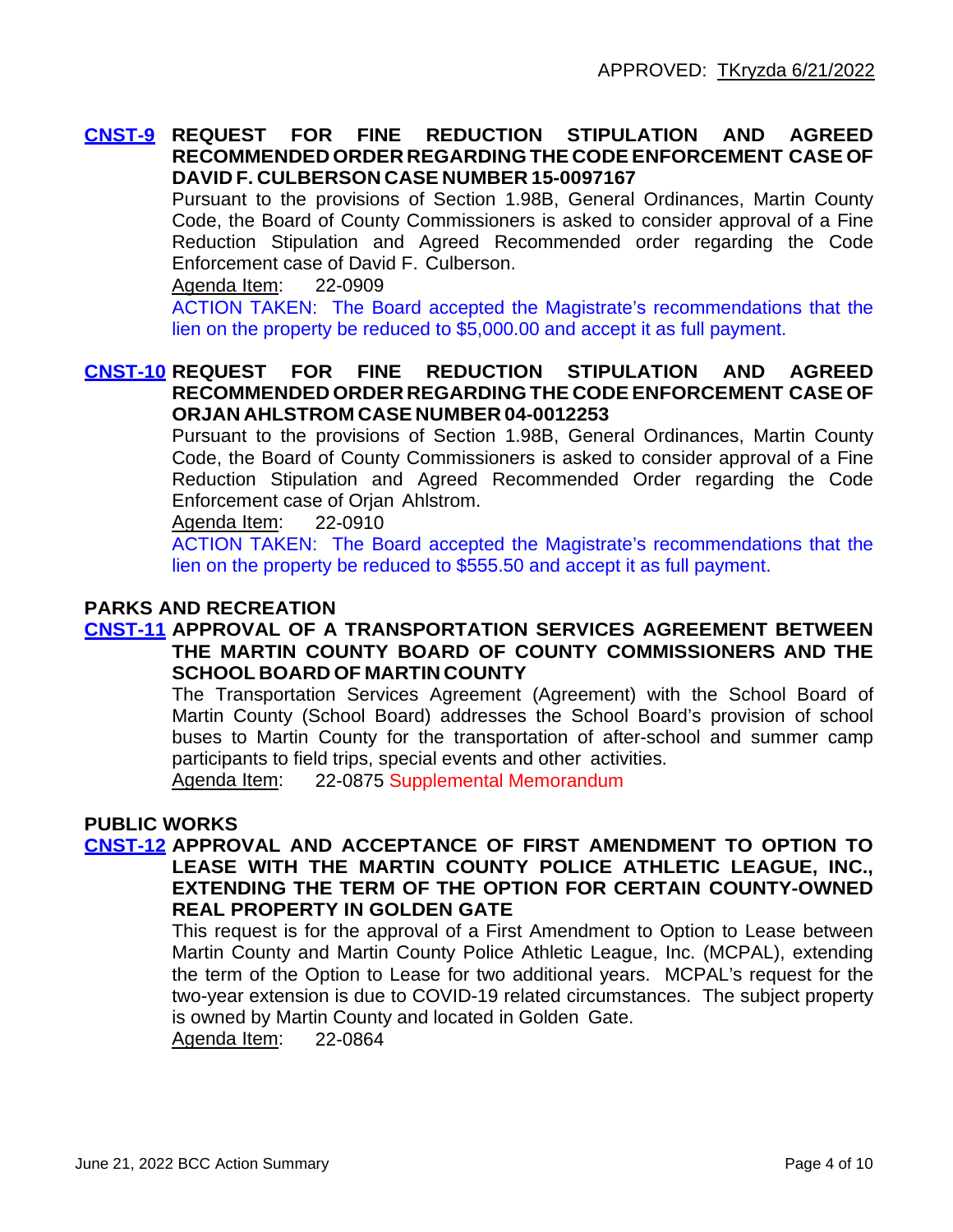APPROVED: TKryzda 6/21/2022

**CNST-9 REQUEST FOR FINE REDUCTION STIPULATION AND AGREED RECOMMENDED ORDER REGARDING THE CODE ENFORCEMENT CASE OF DAVID F. CULBERSON CASE NUMBER 15-0097167**

Pursuant to the provisions of Section 1.98B, General Ordinances, Martin County Code, the Board of County Commissioners is asked to consider approval of a Fine Reduction Stipulation and Agreed Recommended order regarding the Code Enforcement case of David F. Culberson.

Agenda Item: 22-0909

ACTION TAKEN: The Board accepted the Magistrate's recommendations that the lien on the property be reduced to $5,000.00 and accept it as full payment.

**CNST-10 REQUEST FOR FINE REDUCTION STIPULATION AND AGREED RECOMMENDED ORDER REGARDING THE CODE ENFORCEMENT CASE OF ORJAN AHLSTROM CASE NUMBER 04-0012253**

Pursuant to the provisions of Section 1.98B, General Ordinances, Martin County Code, the Board of County Commissioners is asked to consider approval of a Fine Reduction Stipulation and Agreed Recommended Order regarding the Code Enforcement case of Orjan Ahlstrom.

Agenda Item: 22-0910

ACTION TAKEN: The Board accepted the Magistrate's recommendations that the lien on the property be reduced to $555.50 and accept it as full payment.

## PARKS AND RECREATION

**CNST-11 APPROVAL OF A TRANSPORTATION SERVICES AGREEMENT BETWEEN THE MARTIN COUNTY BOARD OF COUNTY COMMISSIONERS AND THE SCHOOL BOARD OF MARTIN COUNTY**

The Transportation Services Agreement (Agreement) with the School Board of Martin County (School Board) addresses the School Board's provision of school buses to Martin County for the transportation of after-school and summer camp participants to field trips, special events and other activities.

Agenda Item: 22-0875 Supplemental Memorandum

## PUBLIC WORKS

**CNST-12 APPROVAL AND ACCEPTANCE OF FIRST AMENDMENT TO OPTION TO LEASE WITH THE MARTIN COUNTY POLICE ATHLETIC LEAGUE, INC., EXTENDING THE TERM OF THE OPTION FOR CERTAIN COUNTY-OWNED REAL PROPERTY IN GOLDEN GATE**

This request is for the approval of a First Amendment to Option to Lease between Martin County and Martin County Police Athletic League, Inc. (MCPAL), extending the term of the Option to Lease for two additional years. MCPAL's request for the two-year extension is due to COVID-19 related circumstances. The subject property is owned by Martin County and located in Golden Gate.

Agenda Item: 22-0864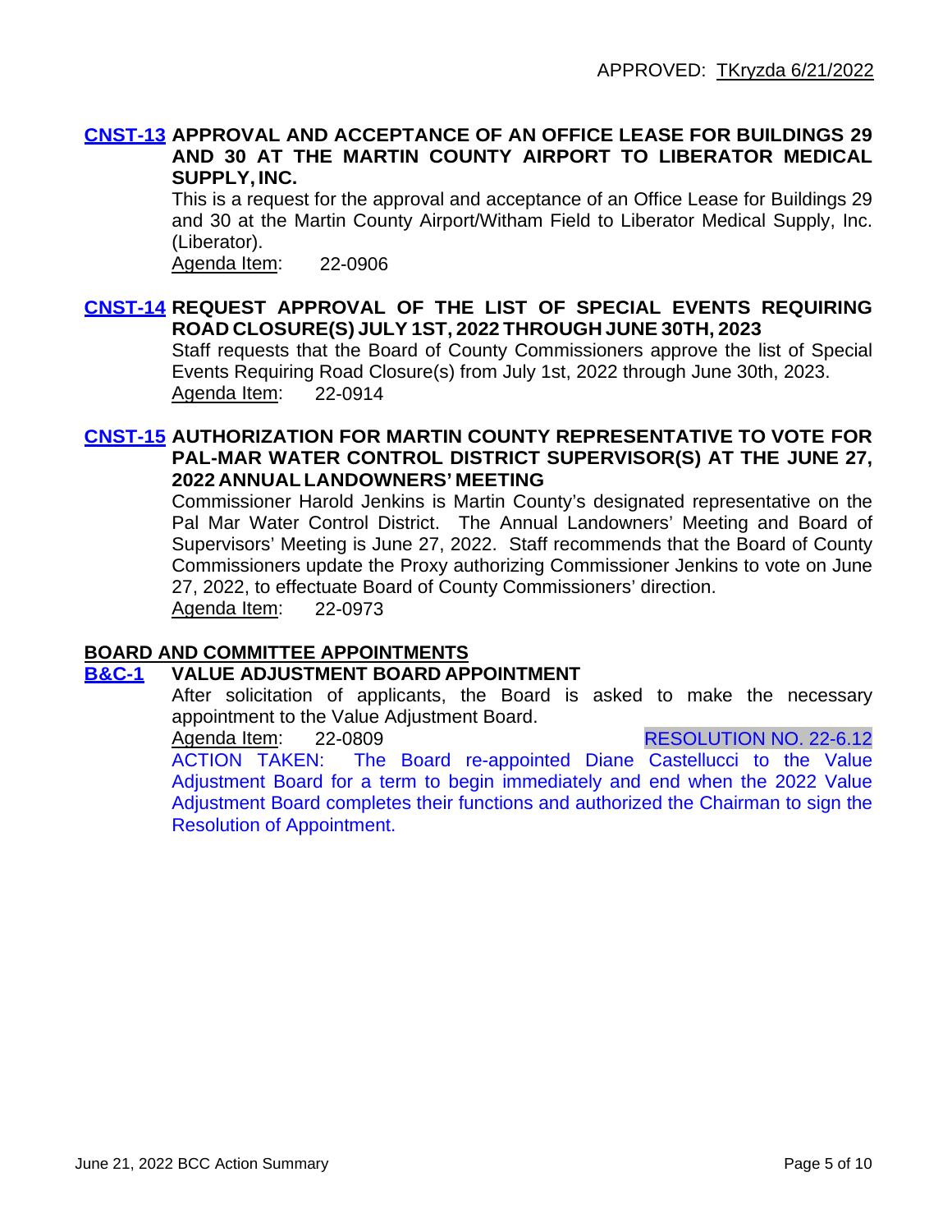APPROVED: TKryzda 6/21/2022

**CNST-13 APPROVAL AND ACCEPTANCE OF AN OFFICE LEASE FOR BUILDINGS 29 AND 30 AT THE MARTIN COUNTY AIRPORT TO LIBERATOR MEDICAL SUPPLY, INC.**

This is a request for the approval and acceptance of an Office Lease for Buildings 29 and 30 at the Martin County Airport/Witham Field to Liberator Medical Supply, Inc. (Liberator).

Agenda Item: 22-0906

**CNST-14 REQUEST APPROVAL OF THE LIST OF SPECIAL EVENTS REQUIRING ROAD CLOSURE(S) JULY 1ST, 2022 THROUGH JUNE 30TH, 2023**

Staff requests that the Board of County Commissioners approve the list of Special Events Requiring Road Closure(s) from July 1st, 2022 through June 30th, 2023.

Agenda Item: 22-0914

**CNST-15 AUTHORIZATION FOR MARTIN COUNTY REPRESENTATIVE TO VOTE FOR PAL-MAR WATER CONTROL DISTRICT SUPERVISOR(S) AT THE JUNE 27, 2022 ANNUAL LANDOWNERS' MEETING**

Commissioner Harold Jenkins is Martin County's designated representative on the Pal Mar Water Control District. The Annual Landowners' Meeting and Board of Supervisors' Meeting is June 27, 2022. Staff recommends that the Board of County Commissioners update the Proxy authorizing Commissioner Jenkins to vote on June 27, 2022, to effectuate Board of County Commissioners' direction.

Agenda Item: 22-0973

## BOARD AND COMMITTEE APPOINTMENTS

**B&C-1 VALUE ADJUSTMENT BOARD APPOINTMENT**

After solicitation of applicants, the Board is asked to make the necessary appointment to the Value Adjustment Board.

Agenda Item: 22-0809 RESOLUTION NO. 22-6.12

ACTION TAKEN: The Board re-appointed Diane Castellucci to the Value Adjustment Board for a term to begin immediately and end when the 2022 Value Adjustment Board completes their functions and authorized the Chairman to sign the Resolution of Appointment.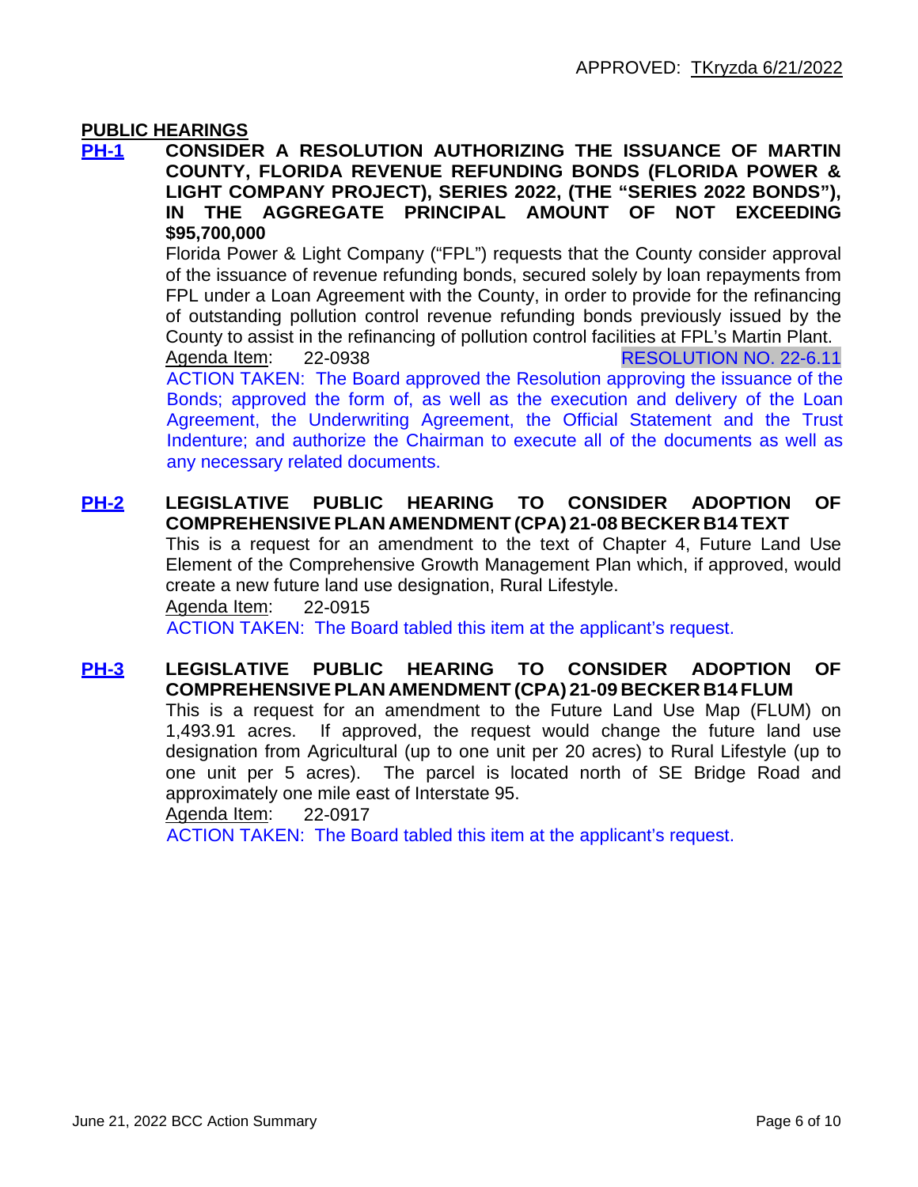APPROVED: TKryzda 6/21/2022

## PUBLIC HEARINGS

**PH-1 CONSIDER A RESOLUTION AUTHORIZING THE ISSUANCE OF MARTIN COUNTY, FLORIDA REVENUE REFUNDING BONDS (FLORIDA POWER & LIGHT COMPANY PROJECT), SERIES 2022, (THE "SERIES 2022 BONDS"), IN THE AGGREGATE PRINCIPAL AMOUNT OF NOT EXCEEDING $95,700,000**

Florida Power & Light Company ("FPL") requests that the County consider approval of the issuance of revenue refunding bonds, secured solely by loan repayments from FPL under a Loan Agreement with the County, in order to provide for the refinancing of outstanding pollution control revenue refunding bonds previously issued by the County to assist in the refinancing of pollution control facilities at FPL's Martin Plant.

Agenda Item: 22-0938 RESOLUTION NO. 22-6.11

ACTION TAKEN: The Board approved the Resolution approving the issuance of the Bonds; approved the form of, as well as the execution and delivery of the Loan Agreement, the Underwriting Agreement, the Official Statement and the Trust Indenture; and authorize the Chairman to execute all of the documents as well as any necessary related documents.

**PH-2 LEGISLATIVE PUBLIC HEARING TO CONSIDER ADOPTION OF COMPREHENSIVE PLAN AMENDMENT (CPA) 21-08 BECKER B14 TEXT**

This is a request for an amendment to the text of Chapter 4, Future Land Use Element of the Comprehensive Growth Management Plan which, if approved, would create a new future land use designation, Rural Lifestyle.

Agenda Item: 22-0915

ACTION TAKEN: The Board tabled this item at the applicant's request.

**PH-3 LEGISLATIVE PUBLIC HEARING TO CONSIDER ADOPTION OF COMPREHENSIVE PLAN AMENDMENT (CPA) 21-09 BECKER B14 FLUM**

This is a request for an amendment to the Future Land Use Map (FLUM) on 1,493.91 acres. If approved, the request would change the future land use designation from Agricultural (up to one unit per 20 acres) to Rural Lifestyle (up to one unit per 5 acres). The parcel is located north of SE Bridge Road and approximately one mile east of Interstate 95.

Agenda Item: 22-0917

ACTION TAKEN: The Board tabled this item at the applicant's request.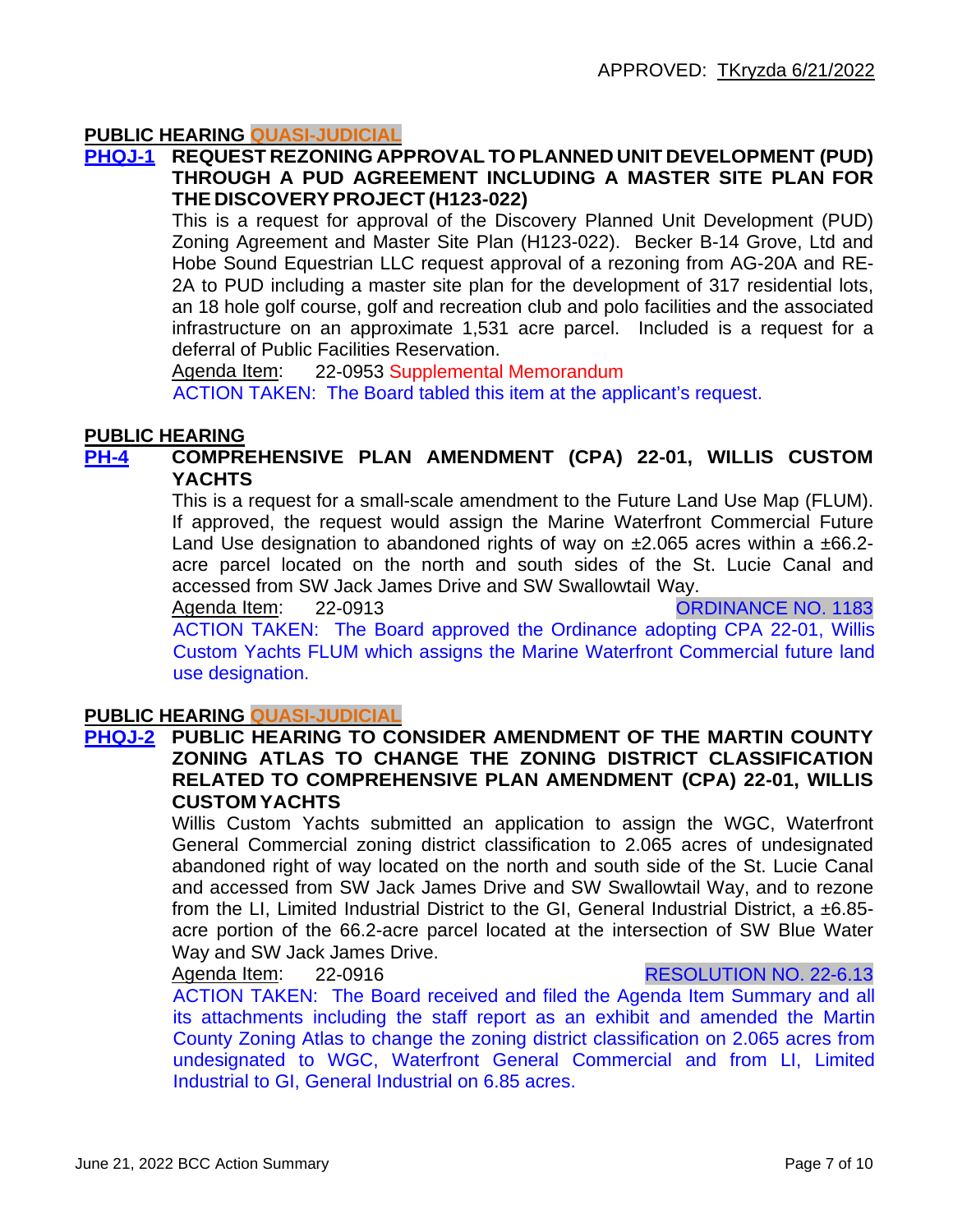APPROVED: TKryzda 6/21/2022

## PUBLIC HEARING QUASI-JUDICIAL

**PHQJ-1 REQUEST REZONING APPROVAL TO PLANNED UNIT DEVELOPMENT (PUD) THROUGH A PUD AGREEMENT INCLUDING A MASTER SITE PLAN FOR THE DISCOVERY PROJECT (H123-022)**

This is a request for approval of the Discovery Planned Unit Development (PUD) Zoning Agreement and Master Site Plan (H123-022). Becker B-14 Grove, Ltd and Hobe Sound Equestrian LLC request approval of a rezoning from AG-20A and RE-2A to PUD including a master site plan for the development of 317 residential lots, an 18 hole golf course, golf and recreation club and polo facilities and the associated infrastructure on an approximate 1,531 acre parcel. Included is a request for a deferral of Public Facilities Reservation.

Agenda Item: 22-0953 Supplemental Memorandum

ACTION TAKEN: The Board tabled this item at the applicant's request.

## PUBLIC HEARING

**PH-4 COMPREHENSIVE PLAN AMENDMENT (CPA) 22-01, WILLIS CUSTOM YACHTS**

This is a request for a small-scale amendment to the Future Land Use Map (FLUM). If approved, the request would assign the Marine Waterfront Commercial Future Land Use designation to abandoned rights of way on ±2.065 acres within a ±66.2-acre parcel located on the north and south sides of the St. Lucie Canal and accessed from SW Jack James Drive and SW Swallowtail Way.

Agenda Item: 22-0913 ORDINANCE NO. 1183

ACTION TAKEN: The Board approved the Ordinance adopting CPA 22-01, Willis Custom Yachts FLUM which assigns the Marine Waterfront Commercial future land use designation.

## PUBLIC HEARING QUASI-JUDICIAL

**PHQJ-2 PUBLIC HEARING TO CONSIDER AMENDMENT OF THE MARTIN COUNTY ZONING ATLAS TO CHANGE THE ZONING DISTRICT CLASSIFICATION RELATED TO COMPREHENSIVE PLAN AMENDMENT (CPA) 22-01, WILLIS CUSTOM YACHTS**

Willis Custom Yachts submitted an application to assign the WGC, Waterfront General Commercial zoning district classification to 2.065 acres of undesignated abandoned right of way located on the north and south side of the St. Lucie Canal and accessed from SW Jack James Drive and SW Swallowtail Way, and to rezone from the LI, Limited Industrial District to the GI, General Industrial District, a ±6.85-acre portion of the 66.2-acre parcel located at the intersection of SW Blue Water Way and SW Jack James Drive.

Agenda Item: 22-0916 RESOLUTION NO. 22-6.13

ACTION TAKEN: The Board received and filed the Agenda Item Summary and all its attachments including the staff report as an exhibit and amended the Martin County Zoning Atlas to change the zoning district classification on 2.065 from undesignated to WGC, Waterfront General Commercial and from LI, Limited Industrial to GI, General Industrial on 6.85 acres.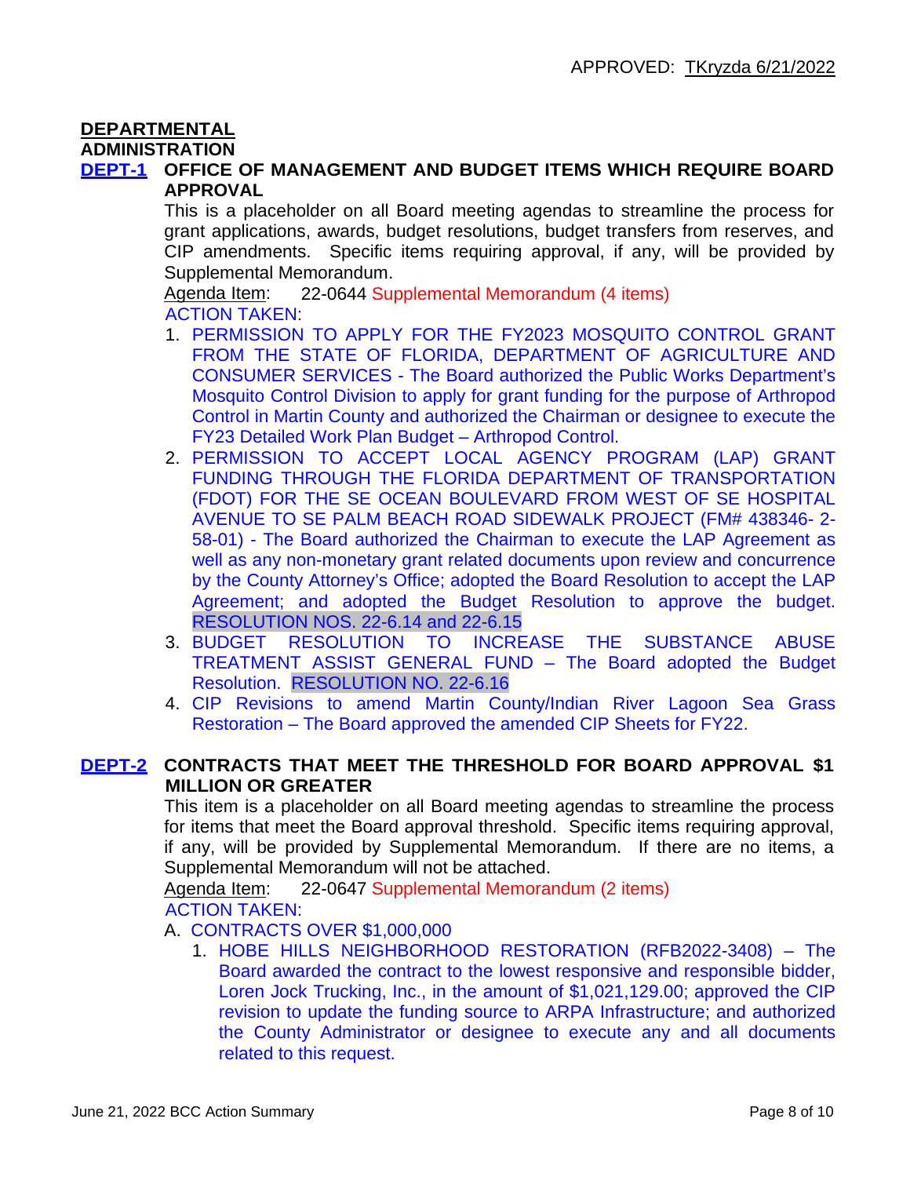APPROVED: TKryzda 6/21/2022

## DEPARTMENTAL

### ADMINISTRATION

**DEPT-1 OFFICE OF MANAGEMENT AND BUDGET ITEMS WHICH REQUIRE BOARD APPROVAL**

This is a placeholder on all Board meeting agendas to streamline the process for grant applications, awards, budget resolutions, budget transfers from reserves, and CIP amendments. Specific items requiring approval, if any, will be provided by Supplemental Memorandum.

Agenda Item: 22-0644 Supplemental Memorandum (4 items)

ACTION TAKEN:

1. PERMISSION TO APPLY FOR THE FY2023 MOSQUITO CONTROL GRANT FROM THE STATE OF FLORIDA, DEPARTMENT OF AGRICULTURE AND CONSUMER SERVICES - The Board authorized the Public Works Department's Mosquito Control Division to apply for grant funding for the purpose of Arthropod Control in Martin County and authorized the Chairman or designee to execute the FY23 Detailed Work Plan Budget – Arthropod Control.
2. PERMISSION TO ACCEPT LOCAL AGENCY PROGRAM (LAP) GRANT FUNDING THROUGH THE FLORIDA DEPARTMENT OF TRANSPORTATION (FDOT) FOR THE SE OCEAN BOULEVARD FROM WEST OF SE HOSPITAL AVENUE TO SE PALM BEACH ROAD SIDEWALK PROJECT (FM# 438346- 2-58-01) - The Board authorized the Chairman to execute the LAP Agreement as well as any non-monetary grant related documents upon review and concurrence by the County Attorney's Office; adopted the Board Resolution to accept the LAP Agreement; and adopted the Budget Resolution to approve the budget. RESOLUTION NOS. 22-6.14 and 22-6.15
3. BUDGET RESOLUTION TO INCREASE THE SUBSTANCE ABUSE TREATMENT ASSIST GENERAL FUND – The Board adopted the Budget Resolution. RESOLUTION NO. 22-6.16
4. CIP Revisions to amend Martin County/Indian River Lagoon Sea Grass Restoration – The Board approved the amended CIP Sheets for FY22.

**DEPT-2 CONTRACTS THAT MEET THE THRESHOLD FOR BOARD APPROVAL $1 MILLION OR GREATER**

This item is a placeholder on all Board meeting agendas to streamline the process for items that meet the Board approval threshold. Specific items requiring approval, if any, will be provided by Supplemental Memorandum. If there are no items, a Supplemental Memorandum will not be attached.

Agenda Item: 22-0647 Supplemental Memorandum (2 items)

ACTION TAKEN:

A. CONTRACTS OVER $1,000,000

1. HOBE HILLS NEIGHBORHOOD RESTORATION (RFB2022-3408) – The Board awarded the contract to the lowest responsive and responsible bidder, Loren Jock Trucking, Inc., in the amount of $1,021,129.00; approved the CIP revision to update the funding source to ARPA Infrastructure; and authorized the County Administrator or designee to execute any and all documents related to this request.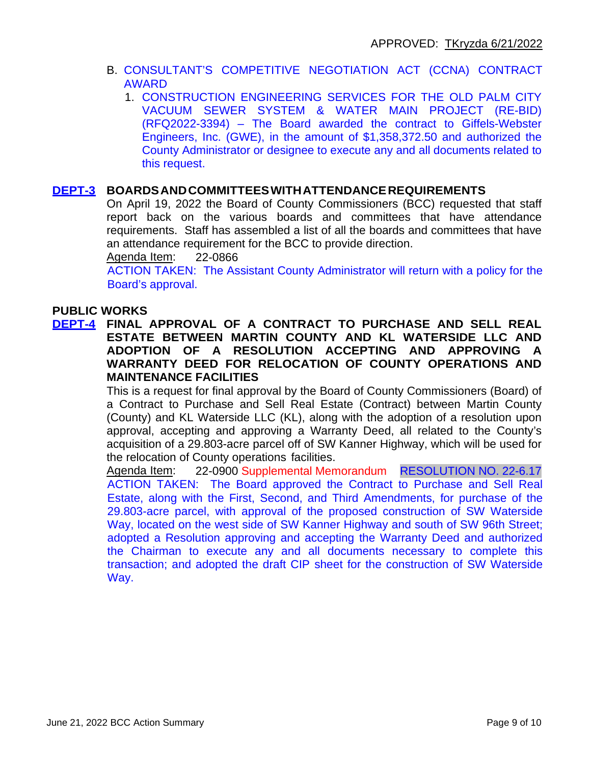APPROVED: TKryzda 6/21/2022

B. CONSULTANT'S COMPETITIVE NEGOTIATION ACT (CCNA) CONTRACT AWARD

1. CONSTRUCTION ENGINEERING SERVICES FOR THE OLD PALM CITY VACUUM SEWER SYSTEM & WATER MAIN PROJECT (RE-BID) (RFQ2022-3394) – The Board awarded the contract to Giffels-Webster Engineers, Inc. (GWE), in the amount of $1,358,372.50 and authorized the County Administrator or designee to execute any and all documents related to this request.

**DEPT-3 BOARDS AND COMMITTEES WITH ATTENDANCE REQUIREMENTS**

On April 19, 2022 the Board of County Commissioners (BCC) requested that staff report back on the various boards and committees that have attendance requirements. Staff has assembled a list of all the boards and committees that have an attendance requirement for the BCC to provide direction.

Agenda Item: 22-0866

ACTION TAKEN: The Assistant County Administrator will return with a policy for the Board's approval.

## PUBLIC WORKS

**DEPT-4 FINAL APPROVAL OF A CONTRACT TO PURCHASE AND SELL REAL ESTATE BETWEEN MARTIN COUNTY AND KL WATERSIDE LLC AND ADOPTION OF A RESOLUTION ACCEPTING AND APPROVING A WARRANTY DEED FOR RELOCATION OF COUNTY OPERATIONS AND MAINTENANCE FACILITIES**

This is a request for final approval by the Board of County Commissioners (Board) of a Contract to Purchase and Sell Real Estate (Contract) between Martin County (County) and KL Waterside LLC (KL), along with the adoption of a resolution upon approval, accepting and approving a Warranty Deed, all related to the County's acquisition of a 29.803-acre parcel off of SW Kanner Highway, which will be used for the relocation of County operations facilities.

Agenda Item: 22-0900 Supplemental Memorandum RESOLUTION NO. 22-6.17

ACTION TAKEN: The Board approved the Contract to Purchase and Sell Real Estate, along with the First, Second, and Third Amendments, for purchase of the 29.803-acre parcel, with approval of the proposed construction of SW Waterside Way, located on the west side of SW Kanner Highway and south of SW 96th Street; adopted a Resolution approving and accepting the Warranty Deed and authorized the Chairman to execute any and all documents necessary to complete this transaction; and adopted the draft CIP sheet for the construction of SW Waterside Way.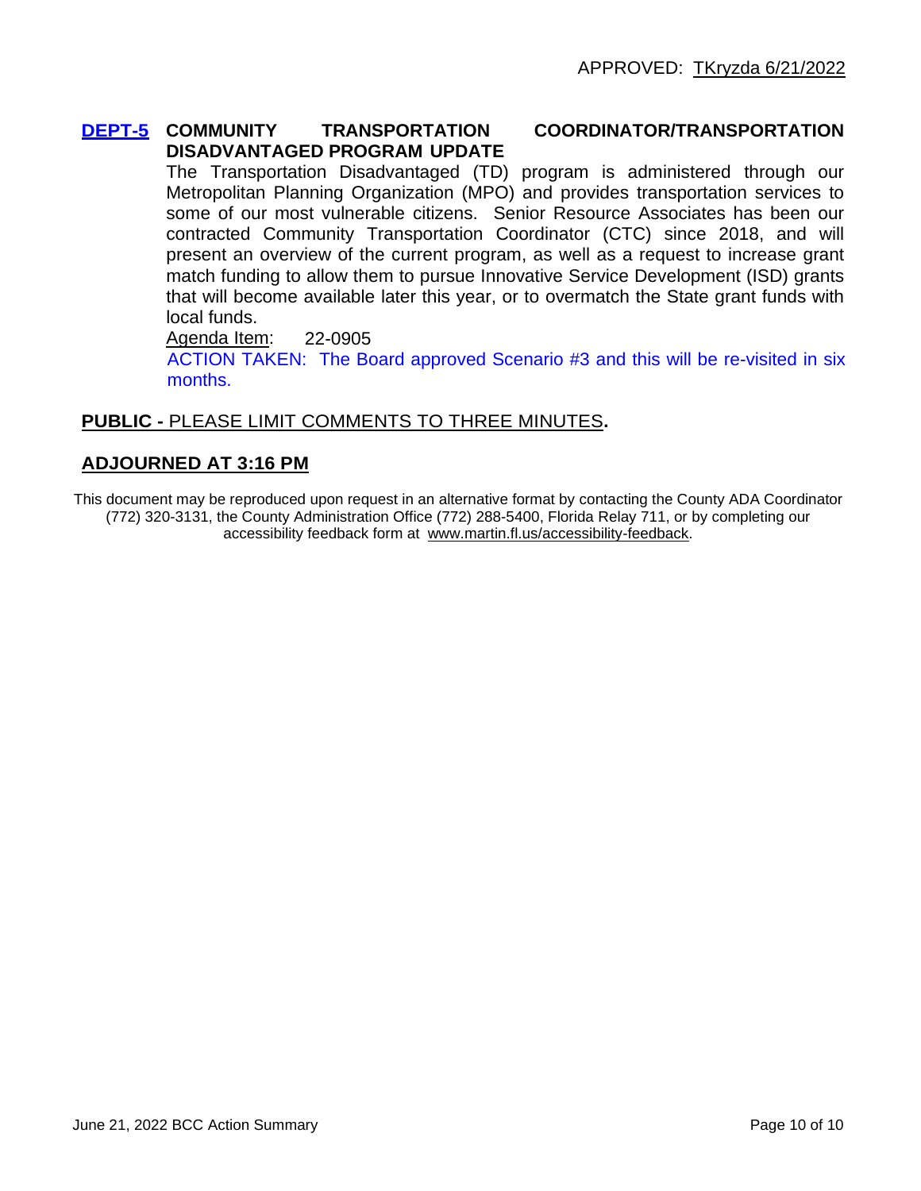APPROVED: TKryzda 6/21/2022

**DEPT-5 COMMUNITY TRANSPORTATION COORDINATOR/TRANSPORTATION DISADVANTAGED PROGRAM UPDATE**

The Transportation Disadvantaged (TD) program is administered through our Metropolitan Planning Organization (MPO) and provides transportation services to some of our most vulnerable citizens. Senior Resource Associates has been our contracted Community Transportation Coordinator (CTC) since 2018, and will present an overview of the current program, as well as a request to increase grant match funding to allow them to pursue Innovative Service Development (ISD) grants that will become available later this year, or to overmatch the State grant funds with local funds.

Agenda Item: 22-0905

ACTION TAKEN: The Board approved Scenario #3 and this will be re-visited in six months.

**PUBLIC -** PLEASE LIMIT COMMENTS TO THREE MINUTES**.**

**ADJOURNED AT 3:16 PM**

This document may be reproduced upon request in an alternative format by contacting the County ADA Coordinator (772) 320-3131, the County Administration Office (772) 288-5400, Florida Relay 711, or by completing our accessibility feedback form at www.martin.fl.us/accessibility-feedback.